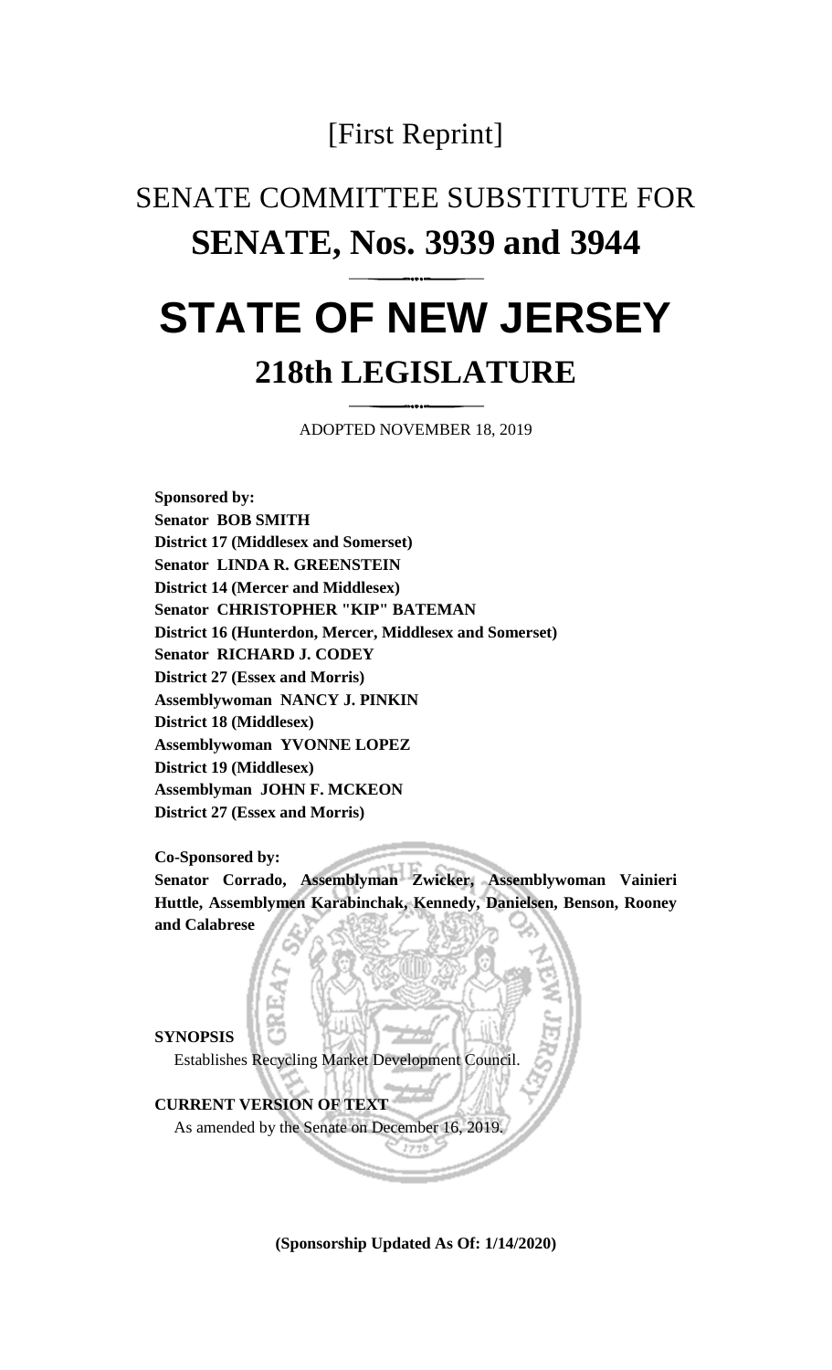[First Reprint]

# SENATE COMMITTEE SUBSTITUTE FOR
# SENATE, Nos. 3939 and 3944

# STATE OF NEW JERSEY
## 218th LEGISLATURE

ADOPTED NOVEMBER 18, 2019

**Sponsored by:**
**Senator BOB SMITH**
**District 17 (Middlesex and Somerset)**
**Senator LINDA R. GREENSTEIN**
**District 14 (Mercer and Middlesex)**
**Senator CHRISTOPHER "KIP" BATEMAN**
**District 16 (Hunterdon, Mercer, Middlesex and Somerset)**
**Senator RICHARD J. CODEY**
**District 27 (Essex and Morris)**
**Assemblywoman NANCY J. PINKIN**
**District 18 (Middlesex)**
**Assemblywoman YVONNE LOPEZ**
**District 19 (Middlesex)**
**Assemblyman JOHN F. MCKEON**
**District 27 (Essex and Morris)**

**Co-Sponsored by:**
**Senator Corrado, Assemblyman Zwicker, Assemblywoman Vainieri Huttle, Assemblymen Karabinchak, Kennedy, Danielsen, Benson, Rooney and Calabrese**

**SYNOPSIS**

Establishes Recycling Market Development Council.

**CURRENT VERSION OF TEXT**

As amended by the Senate on December 16, 2019.

**(Sponsorship Updated As Of: 1/14/2020)**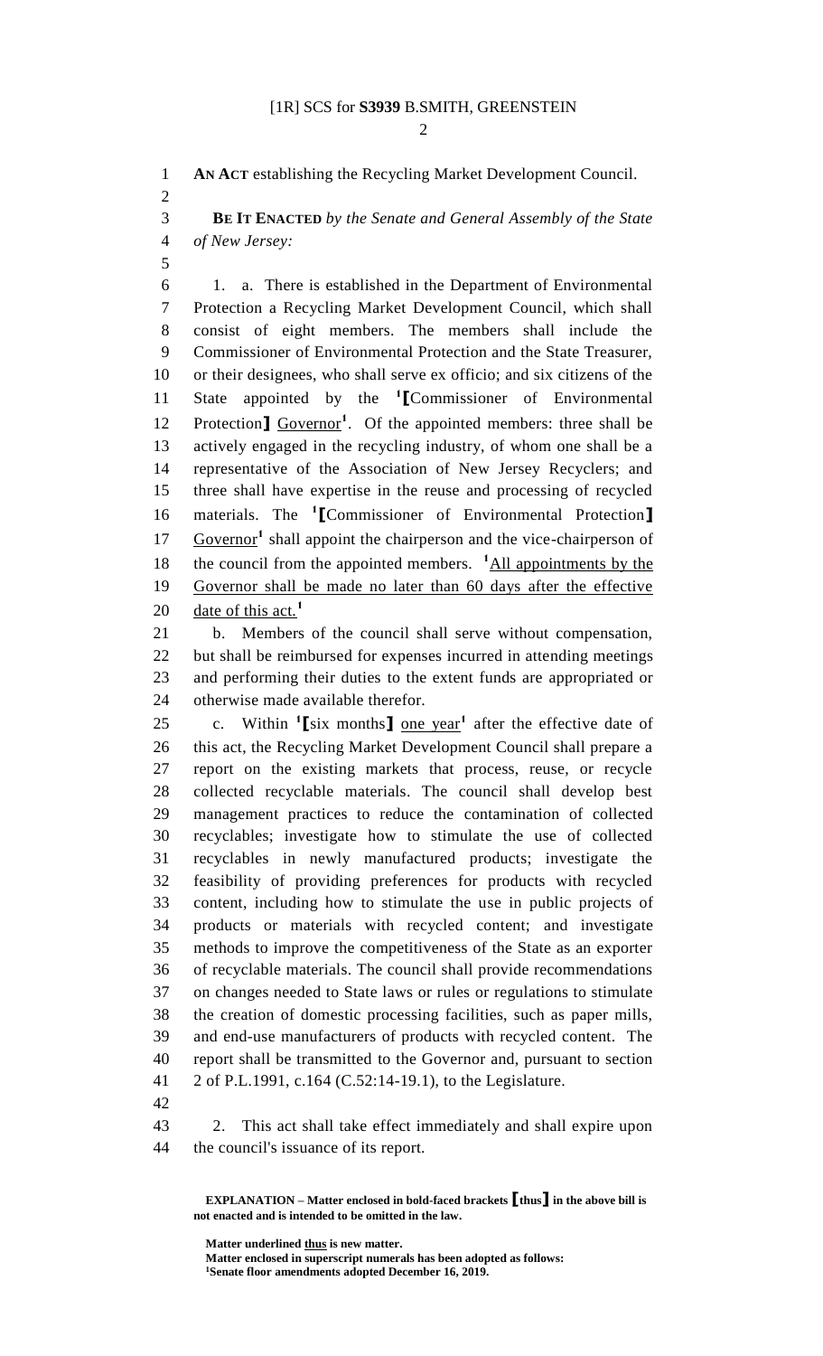**AN ACT** establishing the Recycling Market Development Council.

**BE IT ENACTED** *by the Senate and General Assembly of the State of New Jersey:*

1. a. There is established in the Department of Environmental Protection a Recycling Market Development Council, which shall consist of eight members. The members shall include the Commissioner of Environmental Protection and the State Treasurer, or their designees, who shall serve ex officio; and six citizens of the State appointed by the [1]**[**Commissioner of Environmental Protection**]** Governor[1]. Of the appointed members: three shall be actively engaged in the recycling industry, of whom one shall be a representative of the Association of New Jersey Recyclers; and three shall have expertise in the reuse and processing of recycled materials. The [1]**[**Commissioner of Environmental Protection**]** Governor[1] shall appoint the chairperson and the vice-chairperson of the council from the appointed members. [1]All appointments by the Governor shall be made no later than 60 days after the effective date of this act.[1]

b. Members of the council shall serve without compensation, but shall be reimbursed for expenses incurred in attending meetings and performing their duties to the extent funds are appropriated or otherwise made available therefor.

c. Within [1]**[**six months**]** one year[1] after the effective date of this act, the Recycling Market Development Council shall prepare a report on the existing markets that process, reuse, or recycle collected recyclable materials. The council shall develop best management practices to reduce the contamination of collected recyclables; investigate how to stimulate the use of collected recyclables in newly manufactured products; investigate the feasibility of providing preferences for products with recycled content, including how to stimulate the use in public projects of products or materials with recycled content; and investigate methods to improve the competitiveness of the State as an exporter of recyclable materials. The council shall provide recommendations on changes needed to State laws or rules or regulations to stimulate the creation of domestic processing facilities, such as paper mills, and end-use manufacturers of products with recycled content. The report shall be transmitted to the Governor and, pursuant to section 2 of P.L.1991, c.164 (C.52:14-19.1), to the Legislature.

2. This act shall take effect immediately and shall expire upon the council's issuance of its report.

**EXPLANATION – Matter enclosed in bold-faced brackets [thus] in the above bill is not enacted and is intended to be omitted in the law.**

**Matter underlined thus is new matter.**
**Matter enclosed in superscript numerals has been adopted as follows:**
[1]**Senate floor amendments adopted December 16, 2019.**